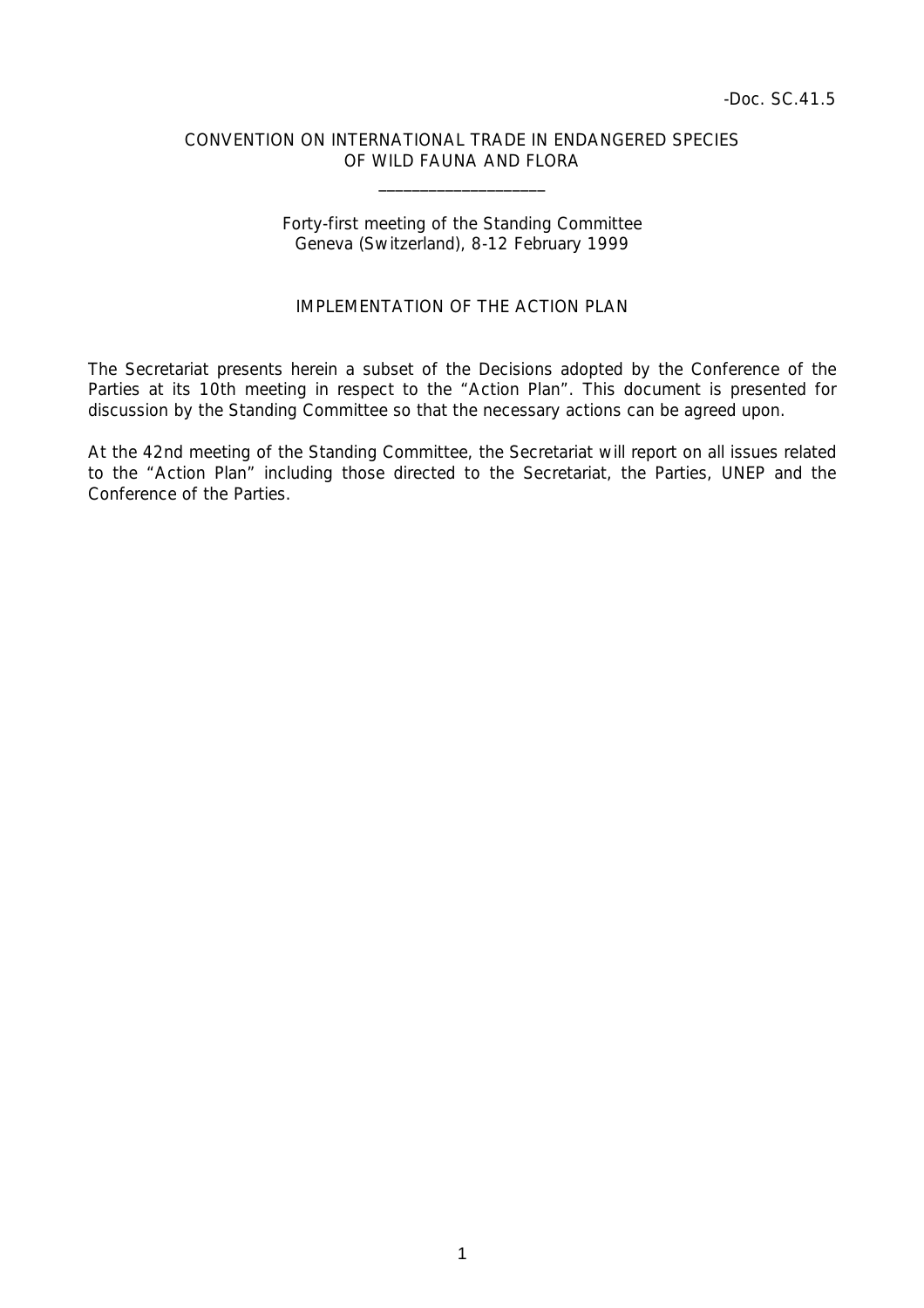-Doc. SC.41.5

CONVENTION ON INTERNATIONAL TRADE IN ENDANGERED SPECIES
OF WILD FAUNA AND FLORA

____________________

Forty-first meeting of the Standing Committee
Geneva (Switzerland), 8-12 February 1999

## IMPLEMENTATION OF THE ACTION PLAN

The Secretariat presents herein a subset of the Decisions adopted by the Conference of the Parties at its 10th meeting in respect to the "Action Plan". This document is presented for discussion by the Standing Committee so that the necessary actions can be agreed upon.

At the 42nd meeting of the Standing Committee, the Secretariat will report on all issues related to the "Action Plan" including those directed to the Secretariat, the Parties, UNEP and the Conference of the Parties.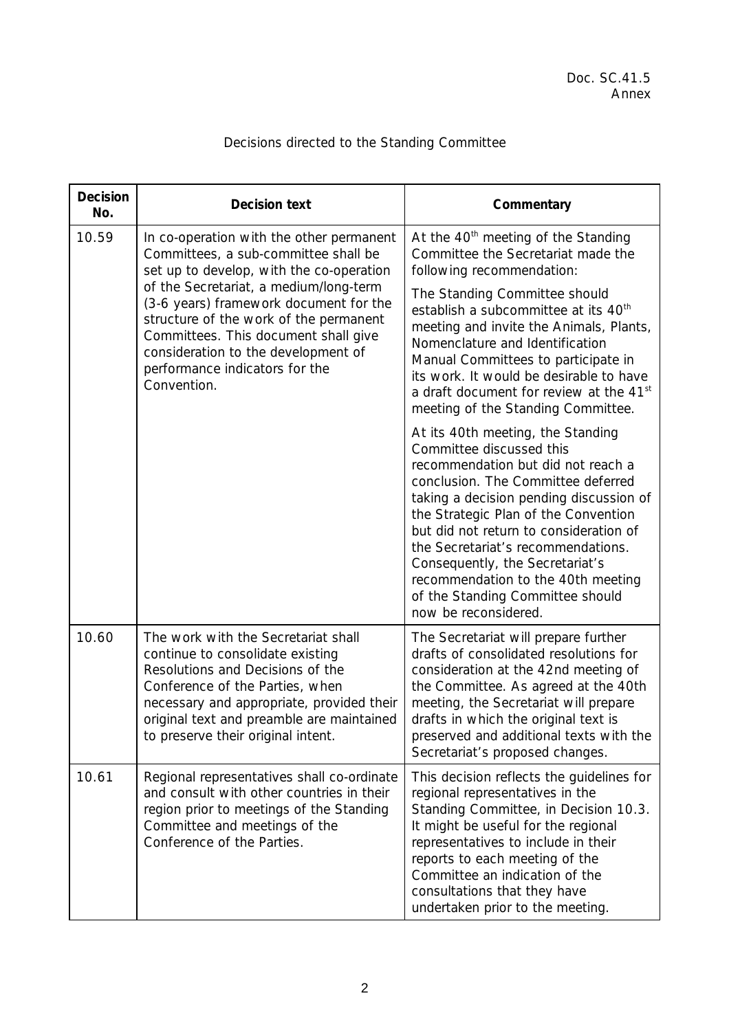Decisions directed to the Standing Committee

| Decision No. | Decision text | Commentary |
|---|---|---|
| 10.59 | In co-operation with the other permanent Committees, a sub-committee shall be set up to develop, with the co-operation of the Secretariat, a medium/long-term (3-6 years) framework document for the structure of the work of the permanent Committees. This document shall give consideration to the development of performance indicators for the Convention. | At the 40th meeting of the Standing Committee the Secretariat made the following recommendation: The Standing Committee should establish a subcommittee at its 40th meeting and invite the Animals, Plants, Nomenclature and Identification Manual Committees to participate in its work. It would be desirable to have a draft document for review at the 41st meeting of the Standing Committee. At its 40th meeting, the Standing Committee discussed this recommendation but did not reach a conclusion. The Committee deferred taking a decision pending discussion of the Strategic Plan of the Convention but did not return to consideration of the Secretariat's recommendations. Consequently, the Secretariat's recommendation to the 40th meeting of the Standing Committee should now be reconsidered. |
| 10.60 | The work with the Secretariat shall continue to consolidate existing Resolutions and Decisions of the Conference of the Parties, when necessary and appropriate, provided their original text and preamble are maintained to preserve their original intent. | The Secretariat will prepare further drafts of consolidated resolutions for consideration at the 42nd meeting of the Committee. As agreed at the 40th meeting, the Secretariat will prepare drafts in which the original text is preserved and additional texts with the Secretariat's proposed changes. |
| 10.61 | Regional representatives shall co-ordinate and consult with other countries in their region prior to meetings of the Standing Committee and meetings of the Conference of the Parties. | This decision reflects the guidelines for regional representatives in the Standing Committee, in Decision 10.3. It might be useful for the regional representatives to include in their reports to each meeting of the Committee an indication of the consultations that they have undertaken prior to the meeting. |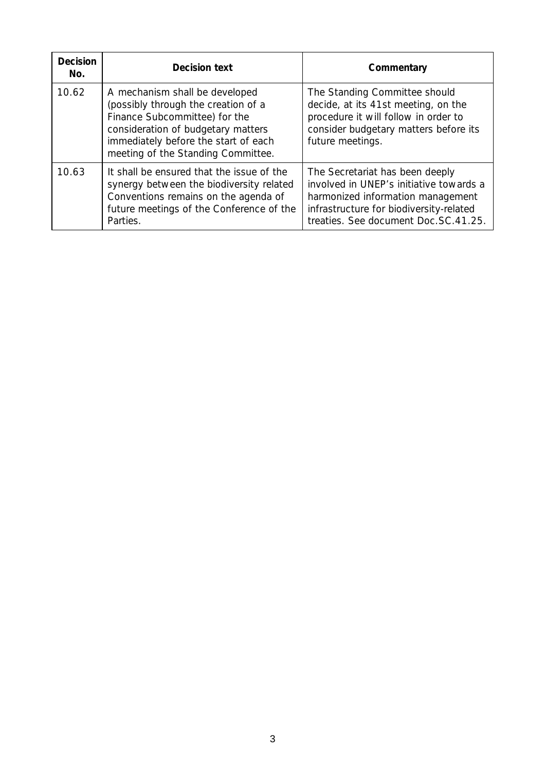| Decision No. | Decision text | Commentary |
|---|---|---|
| 10.62 | A mechanism shall be developed (possibly through the creation of a Finance Subcommittee) for the consideration of budgetary matters immediately before the start of each meeting of the Standing Committee. | The Standing Committee should decide, at its 41st meeting, on the procedure it will follow in order to consider budgetary matters before its future meetings. |
| 10.63 | It shall be ensured that the issue of the synergy between the biodiversity related Conventions remains on the agenda of future meetings of the Conference of the Parties. | The Secretariat has been deeply involved in UNEP's initiative towards a harmonized information management infrastructure for biodiversity-related treaties. See document Doc.SC.41.25. |